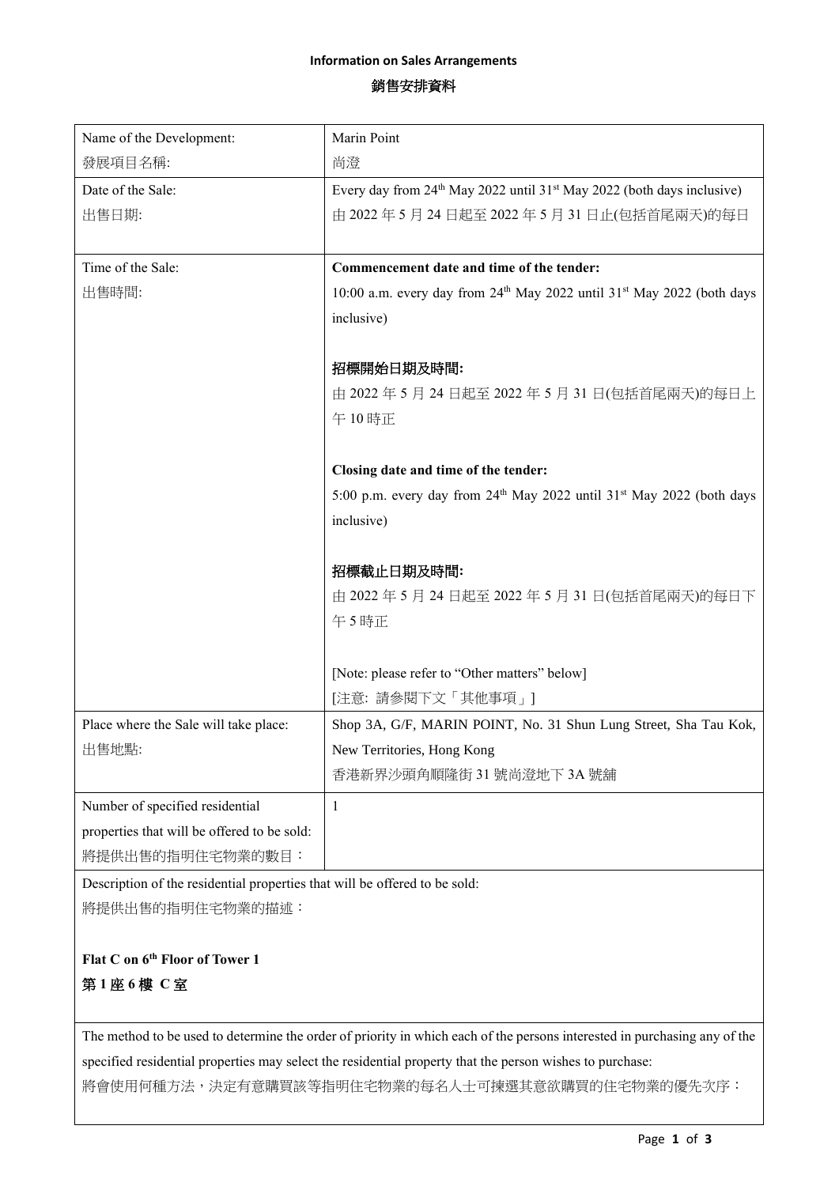# Information on Sales Arrangements

# 銷售安排資料

| Name of the Development:<br>發展項目名稱: | Marin Point<br>尚澄 |
|---|---|
| Date of the Sale:<br>出售日期: | Every day from 24th May 2022 until 31st May 2022 (both days inclusive)<br>由 2022 年 5 月 24 日起至 2022 年 5 月 31 日止(包括首尾兩天)的每日 |
| Time of the Sale:<br>出售時間: | **Commencement date and time of the tender:**<br>10:00 a.m. every day from 24th May 2022 until 31st May 2022 (both days inclusive)<br><br>**招標開始日期及時間:**<br>由 2022 年 5 月 24 日起至 2022 年 5 月 31 日(包括首尾兩天)的每日上午 10 時正<br><br>**Closing date and time of the tender:**<br>5:00 p.m. every day from 24th May 2022 until 31st May 2022 (both days inclusive)<br><br>**招標截止日期及時間:**<br>由 2022 年 5 月 24 日起至 2022 年 5 月 31 日(包括首尾兩天)的每日下午 5 時正<br><br>[Note: please refer to "Other matters" below]<br>[注意: 請參閱下文「其他事項」] |
| Place where the Sale will take place:<br>出售地點: | Shop 3A, G/F, MARIN POINT, No. 31 Shun Lung Street, Sha Tau Kok, New Territories, Hong Kong<br>香港新界沙頭角順隆街 31 號尚澄地下 3A 號舖 |
| Number of specified residential properties that will be offered to be sold:<br>將提供出售的指明住宅物業的數目： | 1 |

Description of the residential properties that will be offered to be sold:
將提供出售的指明住宅物業的描述：

**Flat C on 6th Floor of Tower 1**
**第 1 座 6 樓 C 室**

The method to be used to determine the order of priority in which each of the persons interested in purchasing any of the specified residential properties may select the residential property that the person wishes to purchase:
將會使用何種方法，決定有意購買該等指明住宅物業的每名人士可揀選其意欲購買的住宅物業的優先次序：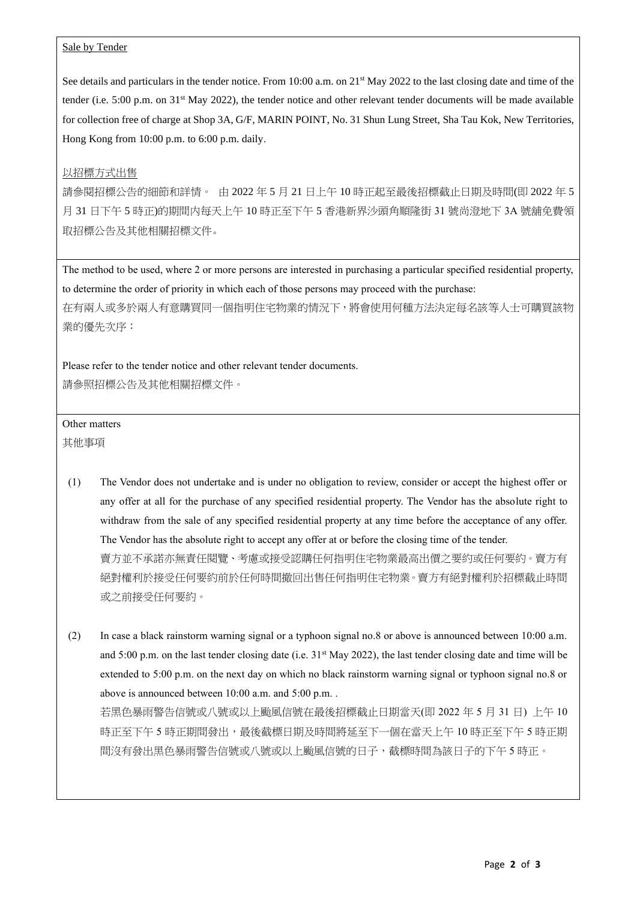Sale by Tender

See details and particulars in the tender notice. From 10:00 a.m. on 21st May 2022 to the last closing date and time of the tender (i.e. 5:00 p.m. on 31st May 2022), the tender notice and other relevant tender documents will be made available for collection free of charge at Shop 3A, G/F, MARIN POINT, No. 31 Shun Lung Street, Sha Tau Kok, New Territories, Hong Kong from 10:00 p.m. to 6:00 p.m. daily.

以招標方式出售

請參閱招標公告的細節和詳情。 由 2022 年 5 月 21 日上午 10 時正起至最後招標截止日期及時間(即 2022 年 5 月 31 日下午 5 時正)的期間內每天上午 10 時正至下午 5 香港新界沙頭角順隆街 31 號尚澄地下 3A 號舖免費領取招標公告及其他相關招標文件。

The method to be used, where 2 or more persons are interested in purchasing a particular specified residential property, to determine the order of priority in which each of those persons may proceed with the purchase:

在有兩人或多於兩人有意購買同一個指明住宅物業的情況下，將會使用何種方法決定每名該等人士可購買該物業的優先次序：

Please refer to the tender notice and other relevant tender documents.

請參照招標公告及其他相關招標文件。

Other matters

其他事項

(1) The Vendor does not undertake and is under no obligation to review, consider or accept the highest offer or any offer at all for the purchase of any specified residential property. The Vendor has the absolute right to withdraw from the sale of any specified residential property at any time before the acceptance of any offer. The Vendor has the absolute right to accept any offer at or before the closing time of the tender.

賣方並不承諾亦無責任閱覽、考慮或接受認購任何指明住宅物業最高出價之要約或任何要約。賣方有絕對權利於接受任何要約前於任何時間撤回出售任何指明住宅物業。賣方有絕對權利於招標截止時間或之前接受任何要約。

(2) In case a black rainstorm warning signal or a typhoon signal no.8 or above is announced between 10:00 a.m. and 5:00 p.m. on the last tender closing date (i.e. 31st May 2022), the last tender closing date and time will be extended to 5:00 p.m. on the next day on which no black rainstorm warning signal or typhoon signal no.8 or above is announced between 10:00 a.m. and 5:00 p.m. .

若黑色暴雨警告信號或八號或以上颱風信號在最後招標截止日期當天(即 2022 年 5 月 31 日) 上午 10 時正至下午 5 時正期間發出，最後截標日期及時間將延至下一個在當天上午 10 時正至下午 5 時正期間沒有發出黑色暴雨警告信號或八號或以上颱風信號的日子，截標時間為該日子的下午 5 時正。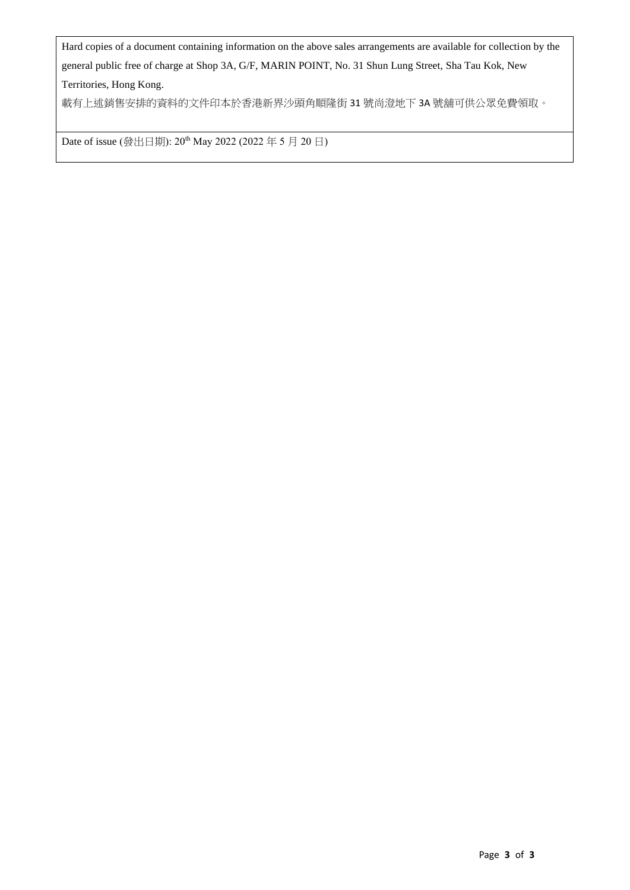Hard copies of a document containing information on the above sales arrangements are available for collection by the general public free of charge at Shop 3A, G/F, MARIN POINT, No. 31 Shun Lung Street, Sha Tau Kok, New Territories, Hong Kong.

載有上述銷售安排的資料的文件印本於香港新界沙頭角順隆街 31 號尚澄地下 3A 號舖可供公眾免費領取。

Date of issue (發出日期): 20th May 2022 (2022 年 5 月 20 日)